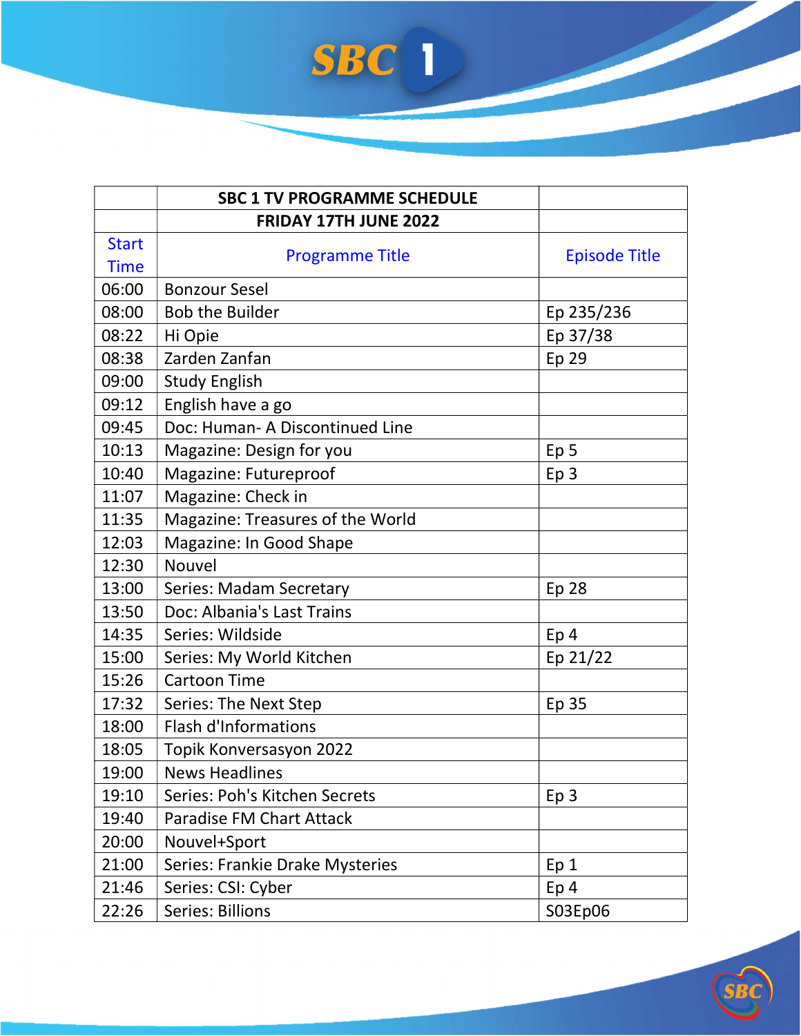| | SBC 1 TV PROGRAMME SCHEDULE | |
|---|---|---|
| | FRIDAY 17TH JUNE 2022 | |
| Start Time | Programme Title | Episode Title |
| 06:00 | Bonzour Sesel | |
| 08:00 | Bob the Builder | Ep 235/236 |
| 08:22 | Hi Opie | Ep 37/38 |
| 08:38 | Zarden Zanfan | Ep 29 |
| 09:00 | Study English | |
| 09:12 | English have a go | |
| 09:45 | Doc: Human- A Discontinued Line | |
| 10:13 | Magazine: Design for you | Ep 5 |
| 10:40 | Magazine: Futureproof | Ep 3 |
| 11:07 | Magazine: Check in | |
| 11:35 | Magazine: Treasures of the World | |
| 12:03 | Magazine: In Good Shape | |
| 12:30 | Nouvel | |
| 13:00 | Series: Madam Secretary | Ep 28 |
| 13:50 | Doc: Albania's Last Trains | |
| 14:35 | Series: Wildside | Ep 4 |
| 15:00 | Series: My World Kitchen | Ep 21/22 |
| 15:26 | Cartoon Time | |
| 17:32 | Series: The Next Step | Ep 35 |
| 18:00 | Flash d'Informations | |
| 18:05 | Topik Konversasyon 2022 | |
| 19:00 | News Headlines | |
| 19:10 | Series: Poh's Kitchen Secrets | Ep 3 |
| 19:40 | Paradise FM Chart Attack | |
| 20:00 | Nouvel+Sport | |
| 21:00 | Series: Frankie Drake Mysteries | Ep 1 |
| 21:46 | Series: CSI: Cyber | Ep 4 |
| 22:26 | Series: Billions | S03Ep06 |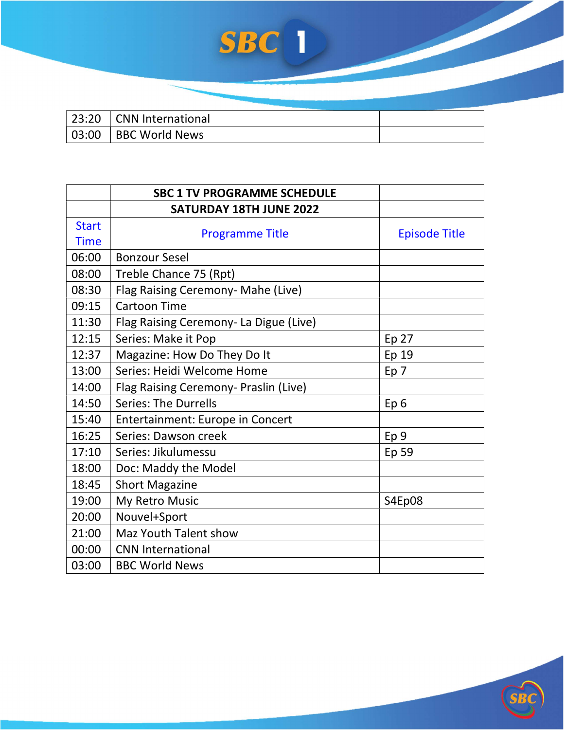| 23:20 | CNN International | |
|---|---|---|
| 03:00 | BBC World News | |

| | SBC 1 TV PROGRAMME SCHEDULE | |
|---|---|---|
| | SATURDAY 18TH JUNE 2022 | |
| Start Time | Programme Title | Episode Title |
| 06:00 | Bonzour Sesel | |
| 08:00 | Treble Chance 75 (Rpt) | |
| 08:30 | Flag Raising Ceremony- Mahe (Live) | |
| 09:15 | Cartoon Time | |
| 11:30 | Flag Raising Ceremony- La Digue (Live) | |
| 12:15 | Series: Make it Pop | Ep 27 |
| 12:37 | Magazine: How Do They Do It | Ep 19 |
| 13:00 | Series: Heidi Welcome Home | Ep 7 |
| 14:00 | Flag Raising Ceremony- Praslin (Live) | |
| 14:50 | Series: The Durrells | Ep 6 |
| 15:40 | Entertainment: Europe in Concert | |
| 16:25 | Series: Dawson creek | Ep 9 |
| 17:10 | Series: Jikulumessu | Ep 59 |
| 18:00 | Doc: Maddy the Model | |
| 18:45 | Short Magazine | |
| 19:00 | My Retro Music | S4Ep08 |
| 20:00 | Nouvel+Sport | |
| 21:00 | Maz Youth Talent show | |
| 00:00 | CNN International | |
| 03:00 | BBC World News | |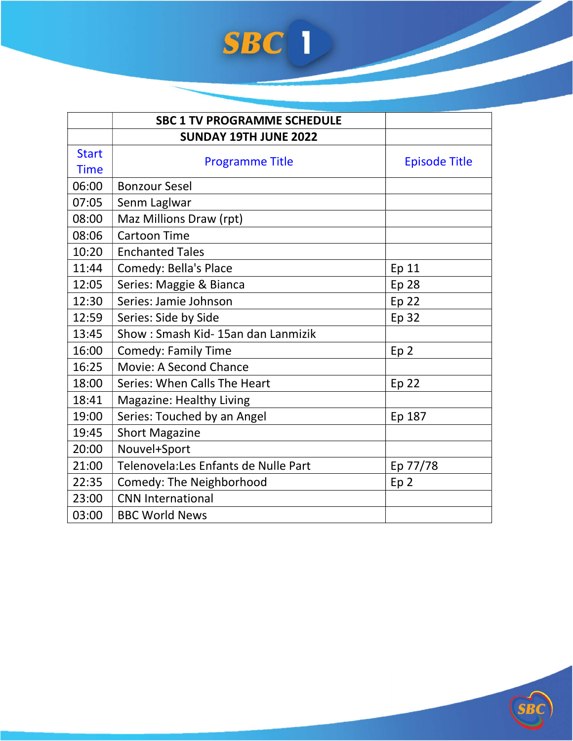| | SBC 1 TV PROGRAMME SCHEDULE | |
|---|---|---|
| | SUNDAY 19TH JUNE 2022 | |
| Start Time | Programme Title | Episode Title |
| 06:00 | Bonzour Sesel | |
| 07:05 | Senm Laglwar | |
| 08:00 | Maz Millions Draw (rpt) | |
| 08:06 | Cartoon Time | |
| 10:20 | Enchanted Tales | |
| 11:44 | Comedy: Bella's Place | Ep 11 |
| 12:05 | Series: Maggie & Bianca | Ep 28 |
| 12:30 | Series: Jamie Johnson | Ep 22 |
| 12:59 | Series: Side by Side | Ep 32 |
| 13:45 | Show : Smash Kid- 15an dan Lanmizik | |
| 16:00 | Comedy: Family Time | Ep 2 |
| 16:25 | Movie: A Second Chance | |
| 18:00 | Series: When Calls The Heart | Ep 22 |
| 18:41 | Magazine: Healthy Living | |
| 19:00 | Series: Touched by an Angel | Ep 187 |
| 19:45 | Short Magazine | |
| 20:00 | Nouvel+Sport | |
| 21:00 | Telenovela:Les Enfants de Nulle Part | Ep 77/78 |
| 22:35 | Comedy: The Neighborhood | Ep 2 |
| 23:00 | CNN International | |
| 03:00 | BBC World News | |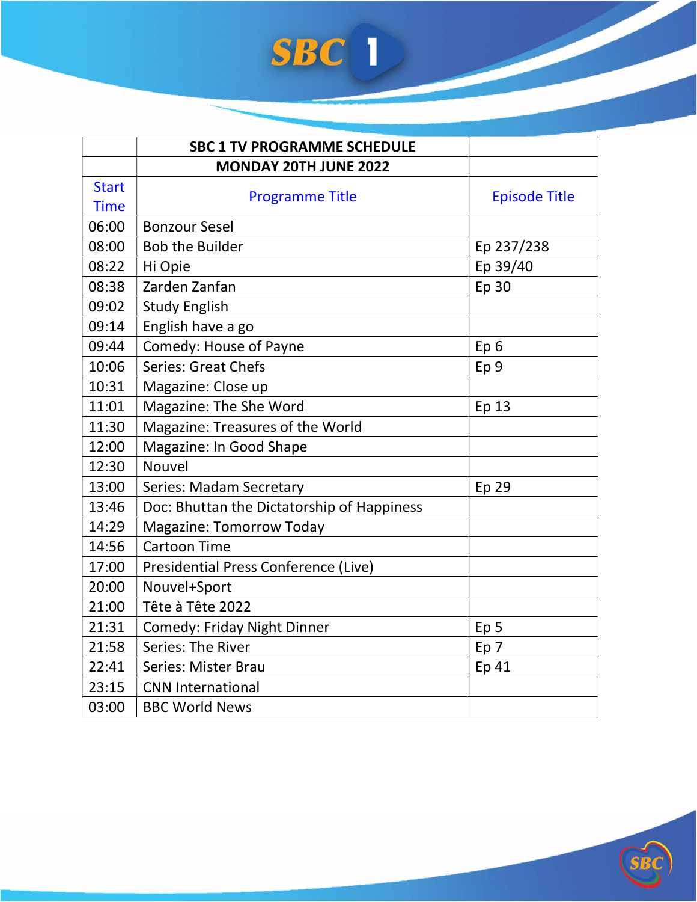| | SBC 1 TV PROGRAMME SCHEDULE | |
|---|---|---|
| | MONDAY 20TH JUNE 2022 | |
| Start Time | Programme Title | Episode Title |
| 06:00 | Bonzour Sesel | |
| 08:00 | Bob the Builder | Ep 237/238 |
| 08:22 | Hi Opie | Ep 39/40 |
| 08:38 | Zarden Zanfan | Ep 30 |
| 09:02 | Study English | |
| 09:14 | English have a go | |
| 09:44 | Comedy: House of Payne | Ep 6 |
| 10:06 | Series: Great Chefs | Ep 9 |
| 10:31 | Magazine: Close up | |
| 11:01 | Magazine: The She Word | Ep 13 |
| 11:30 | Magazine: Treasures of the World | |
| 12:00 | Magazine: In Good Shape | |
| 12:30 | Nouvel | |
| 13:00 | Series: Madam Secretary | Ep 29 |
| 13:46 | Doc: Bhuttan the Dictatorship of Happiness | |
| 14:29 | Magazine: Tomorrow Today | |
| 14:56 | Cartoon Time | |
| 17:00 | Presidential Press Conference (Live) | |
| 20:00 | Nouvel+Sport | |
| 21:00 | Tête à Tête 2022 | |
| 21:31 | Comedy: Friday Night Dinner | Ep 5 |
| 21:58 | Series: The River | Ep 7 |
| 22:41 | Series: Mister Brau | Ep 41 |
| 23:15 | CNN International | |
| 03:00 | BBC World News | |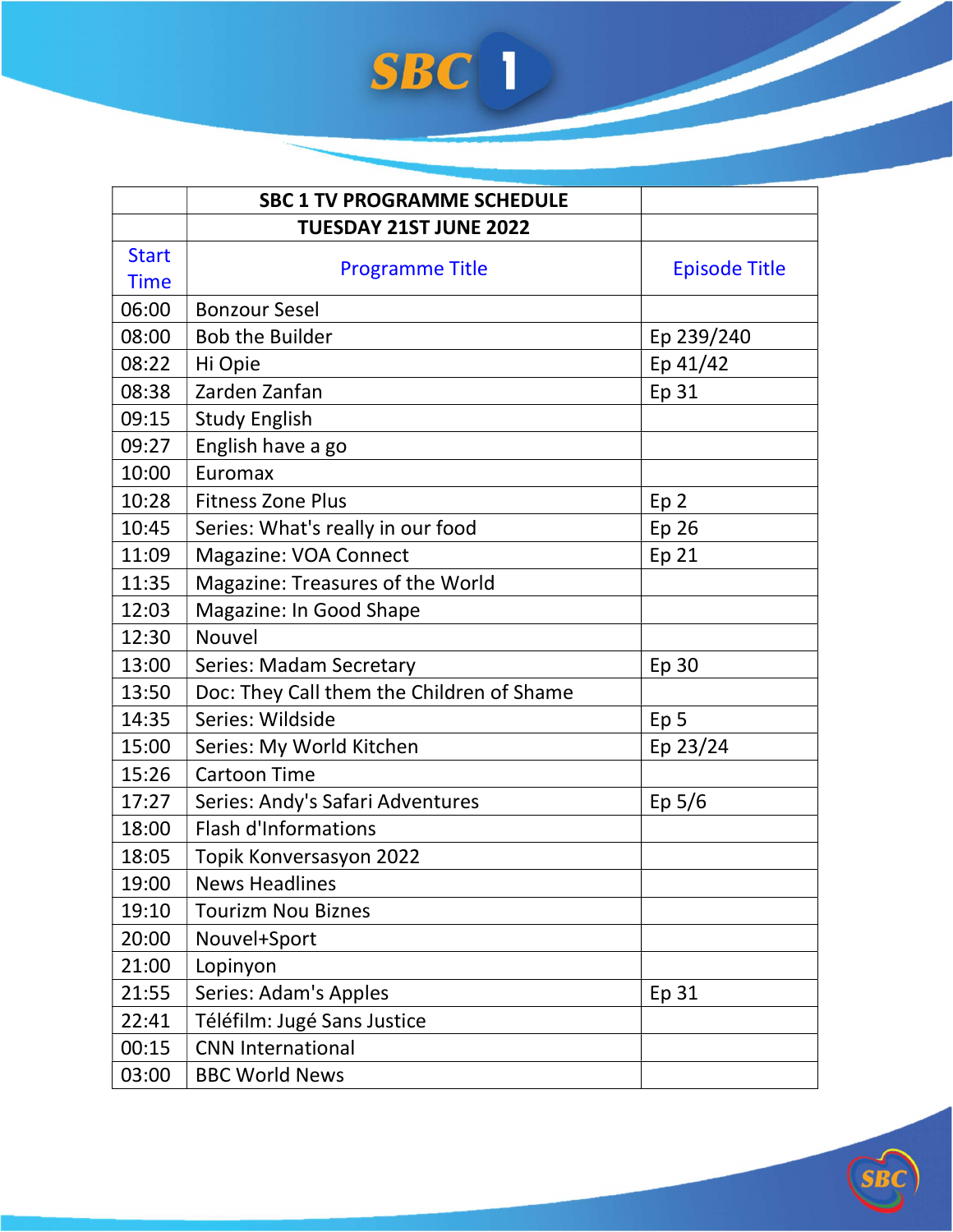| | SBC 1 TV PROGRAMME SCHEDULE | |
|---|---|---|
| | TUESDAY 21ST JUNE 2022 | |
| Start Time | Programme Title | Episode Title |
| 06:00 | Bonzour Sesel | |
| 08:00 | Bob the Builder | Ep 239/240 |
| 08:22 | Hi Opie | Ep 41/42 |
| 08:38 | Zarden Zanfan | Ep 31 |
| 09:15 | Study English | |
| 09:27 | English have a go | |
| 10:00 | Euromax | |
| 10:28 | Fitness Zone Plus | Ep 2 |
| 10:45 | Series: What's really in our food | Ep 26 |
| 11:09 | Magazine: VOA Connect | Ep 21 |
| 11:35 | Magazine: Treasures of the World | |
| 12:03 | Magazine: In Good Shape | |
| 12:30 | Nouvel | |
| 13:00 | Series: Madam Secretary | Ep 30 |
| 13:50 | Doc: They Call them the Children of Shame | |
| 14:35 | Series: Wildside | Ep 5 |
| 15:00 | Series: My World Kitchen | Ep 23/24 |
| 15:26 | Cartoon Time | |
| 17:27 | Series: Andy's Safari Adventures | Ep 5/6 |
| 18:00 | Flash d'Informations | |
| 18:05 | Topik Konversasyon 2022 | |
| 19:00 | News Headlines | |
| 19:10 | Tourizm Nou Biznes | |
| 20:00 | Nouvel+Sport | |
| 21:00 | Lopinyon | |
| 21:55 | Series: Adam's Apples | Ep 31 |
| 22:41 | Téléfilm: Jugé Sans Justice | |
| 00:15 | CNN International | |
| 03:00 | BBC World News | |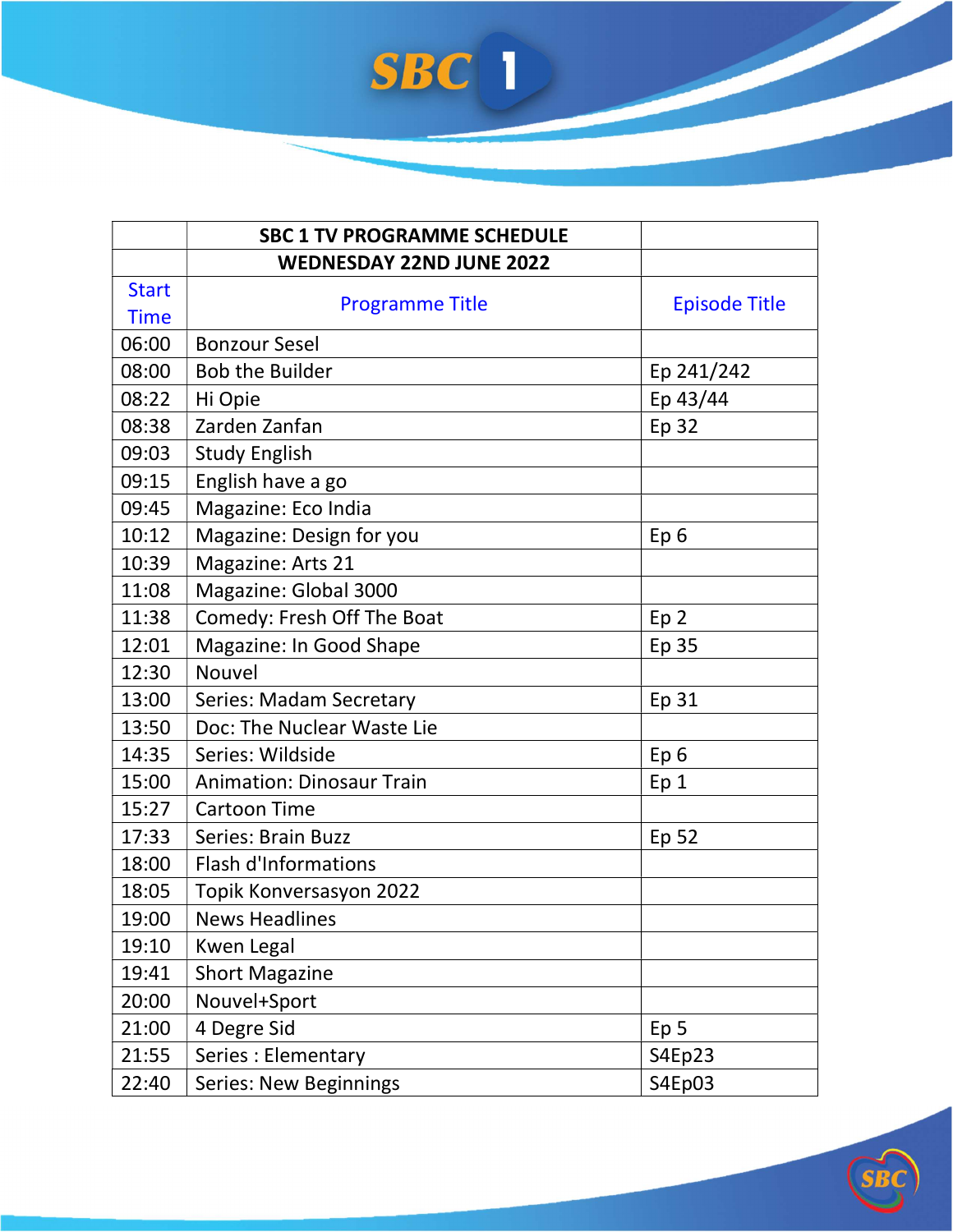| | SBC 1 TV PROGRAMME SCHEDULE | |
|---|---|---|
| | WEDNESDAY 22ND JUNE 2022 | |
| Start Time | Programme Title | Episode Title |
| 06:00 | Bonzour Sesel | |
| 08:00 | Bob the Builder | Ep 241/242 |
| 08:22 | Hi Opie | Ep 43/44 |
| 08:38 | Zarden Zanfan | Ep 32 |
| 09:03 | Study English | |
| 09:15 | English have a go | |
| 09:45 | Magazine: Eco India | |
| 10:12 | Magazine: Design for you | Ep 6 |
| 10:39 | Magazine: Arts 21 | |
| 11:08 | Magazine: Global 3000 | |
| 11:38 | Comedy: Fresh Off The Boat | Ep 2 |
| 12:01 | Magazine: In Good Shape | Ep 35 |
| 12:30 | Nouvel | |
| 13:00 | Series: Madam Secretary | Ep 31 |
| 13:50 | Doc: The Nuclear Waste Lie | |
| 14:35 | Series: Wildside | Ep 6 |
| 15:00 | Animation: Dinosaur Train | Ep 1 |
| 15:27 | Cartoon Time | |
| 17:33 | Series: Brain Buzz | Ep 52 |
| 18:00 | Flash d'Informations | |
| 18:05 | Topik Konversasyon 2022 | |
| 19:00 | News Headlines | |
| 19:10 | Kwen Legal | |
| 19:41 | Short Magazine | |
| 20:00 | Nouvel+Sport | |
| 21:00 | 4 Degre Sid | Ep 5 |
| 21:55 | Series : Elementary | S4Ep23 |
| 22:40 | Series: New Beginnings | S4Ep03 |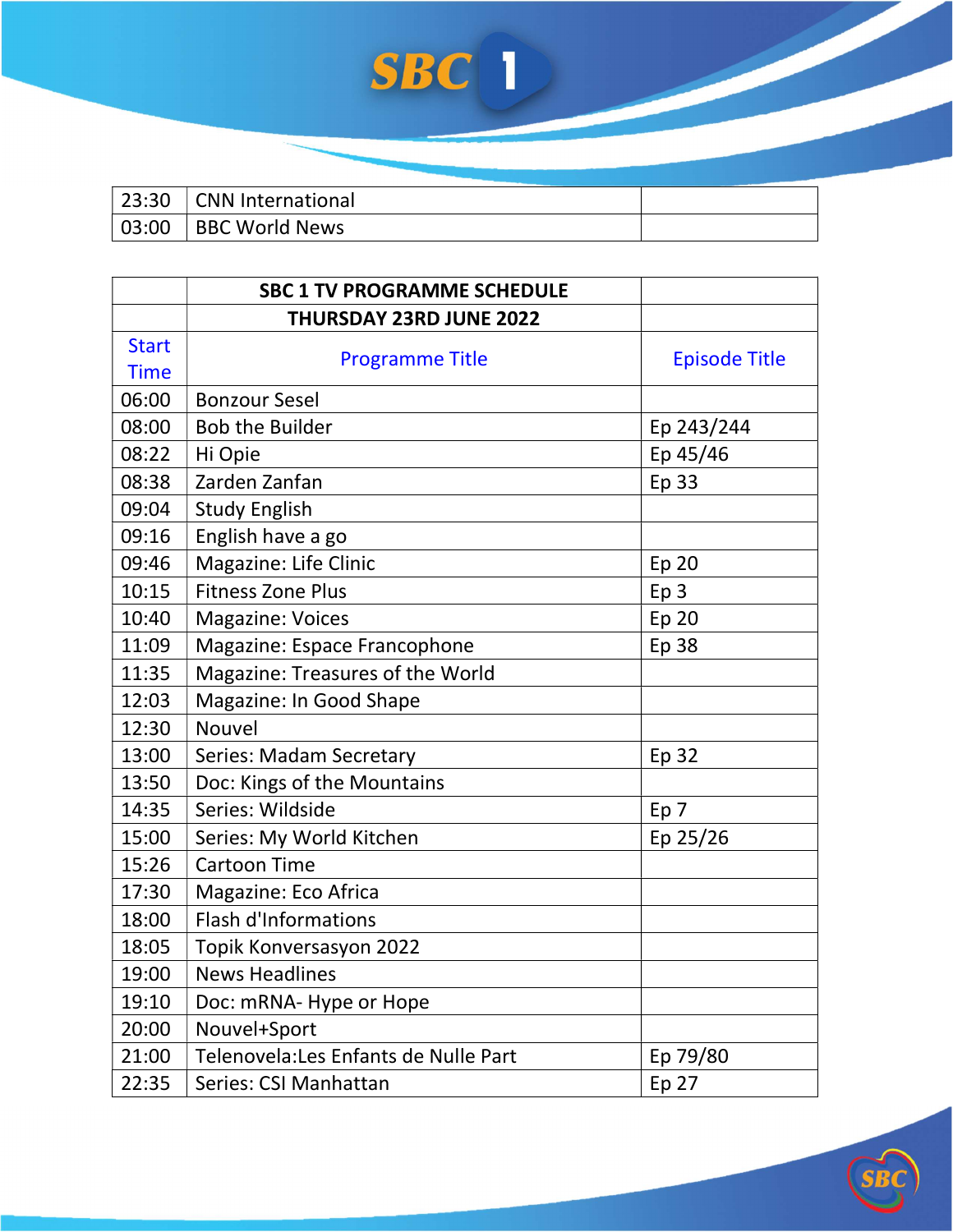| | | |
|---|---|---|
| 23:30 | CNN International | |
| 03:00 | BBC World News | |

| | SBC 1 TV PROGRAMME SCHEDULE | |
|---|---|---|
| | **THURSDAY 23RD JUNE 2022** | |
| Start Time | Programme Title | Episode Title |
| 06:00 | Bonzour Sesel | |
| 08:00 | Bob the Builder | Ep 243/244 |
| 08:22 | Hi Opie | Ep 45/46 |
| 08:38 | Zarden Zanfan | Ep 33 |
| 09:04 | Study English | |
| 09:16 | English have a go | |
| 09:46 | Magazine: Life Clinic | Ep 20 |
| 10:15 | Fitness Zone Plus | Ep 3 |
| 10:40 | Magazine: Voices | Ep 20 |
| 11:09 | Magazine: Espace Francophone | Ep 38 |
| 11:35 | Magazine: Treasures of the World | |
| 12:03 | Magazine: In Good Shape | |
| 12:30 | Nouvel | |
| 13:00 | Series: Madam Secretary | Ep 32 |
| 13:50 | Doc: Kings of the Mountains | |
| 14:35 | Series: Wildside | Ep 7 |
| 15:00 | Series: My World Kitchen | Ep 25/26 |
| 15:26 | Cartoon Time | |
| 17:30 | Magazine: Eco Africa | |
| 18:00 | Flash d'Informations | |
| 18:05 | Topik Konversasyon 2022 | |
| 19:00 | News Headlines | |
| 19:10 | Doc: mRNA- Hype or Hope | |
| 20:00 | Nouvel+Sport | |
| 21:00 | Telenovela:Les Enfants de Nulle Part | Ep 79/80 |
| 22:35 | Series: CSI Manhattan | Ep 27 |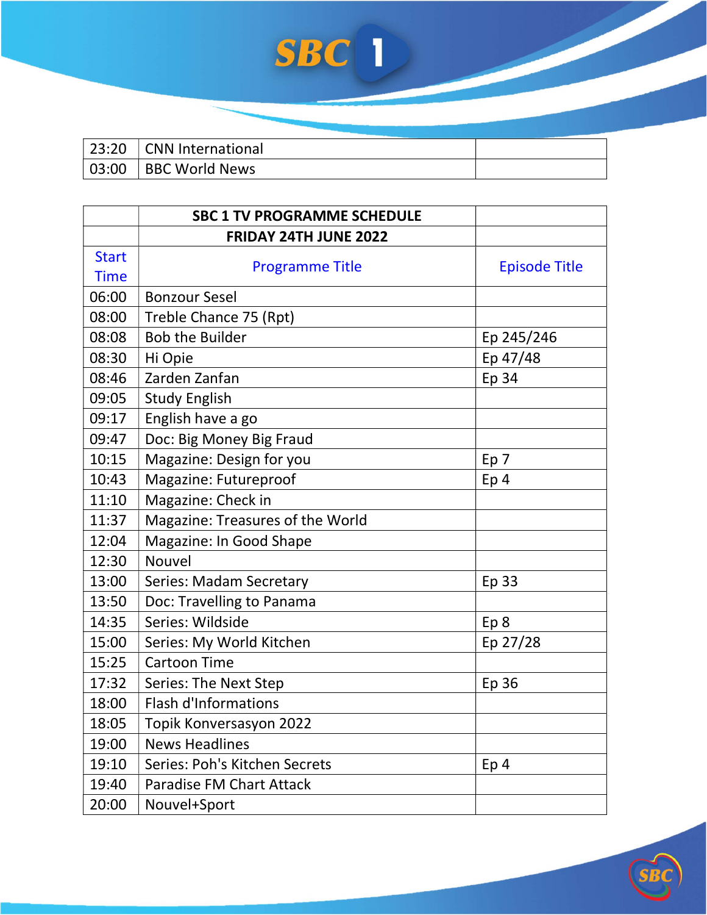| | | |
|---|---|---|
| 23:20 | CNN International | |
| 03:00 | BBC World News | |

| | **SBC 1 TV PROGRAMME SCHEDULE** | |
|---|---|---|
| | **FRIDAY 24TH JUNE 2022** | |
| Start Time | Programme Title | Episode Title |
| 06:00 | Bonzour Sesel | |
| 08:00 | Treble Chance 75 (Rpt) | |
| 08:08 | Bob the Builder | Ep 245/246 |
| 08:30 | Hi Opie | Ep 47/48 |
| 08:46 | Zarden Zanfan | Ep 34 |
| 09:05 | Study English | |
| 09:17 | English have a go | |
| 09:47 | Doc: Big Money Big Fraud | |
| 10:15 | Magazine: Design for you | Ep 7 |
| 10:43 | Magazine: Futureproof | Ep 4 |
| 11:10 | Magazine: Check in | |
| 11:37 | Magazine: Treasures of the World | |
| 12:04 | Magazine: In Good Shape | |
| 12:30 | Nouvel | |
| 13:00 | Series: Madam Secretary | Ep 33 |
| 13:50 | Doc: Travelling to Panama | |
| 14:35 | Series: Wildside | Ep 8 |
| 15:00 | Series: My World Kitchen | Ep 27/28 |
| 15:25 | Cartoon Time | |
| 17:32 | Series: The Next Step | Ep 36 |
| 18:00 | Flash d'Informations | |
| 18:05 | Topik Konversasyon 2022 | |
| 19:00 | News Headlines | |
| 19:10 | Series: Poh's Kitchen Secrets | Ep 4 |
| 19:40 | Paradise FM Chart Attack | |
| 20:00 | Nouvel+Sport | |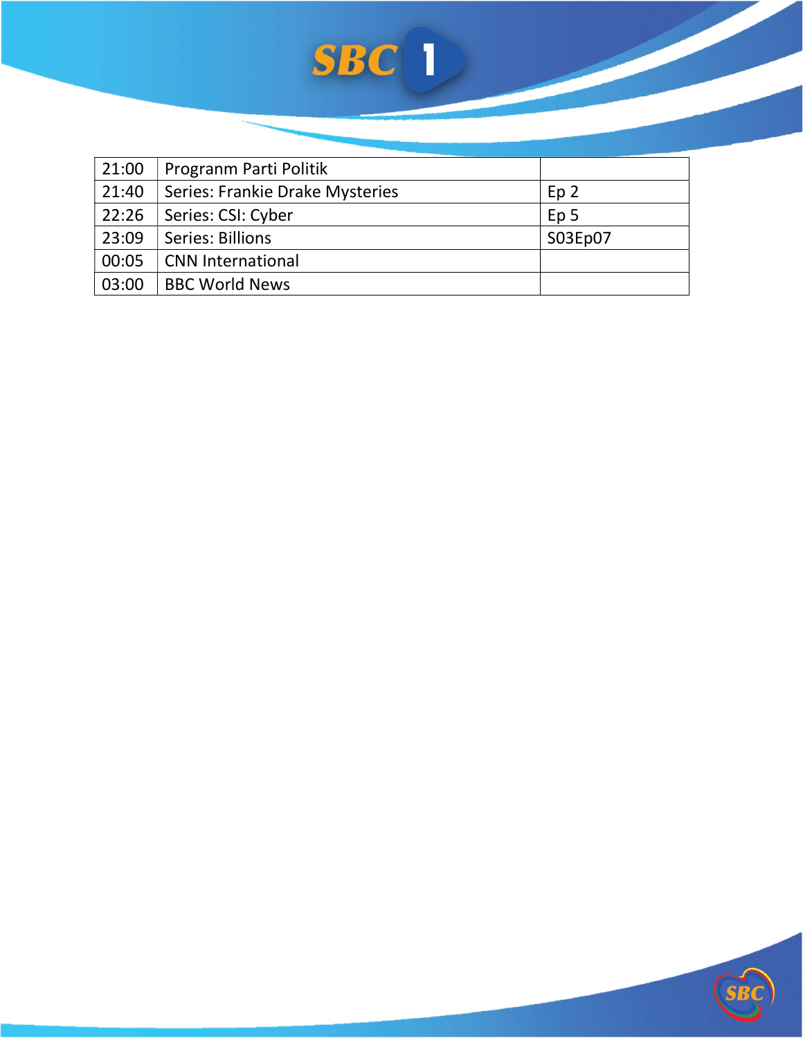| | | |
|---|---|---|
| 21:00 | Progranm Parti Politik | |
| 21:40 | Series: Frankie Drake Mysteries | Ep 2 |
| 22:26 | Series: CSI: Cyber | Ep 5 |
| 23:09 | Series: Billions | S03Ep07 |
| 00:05 | CNN International | |
| 03:00 | BBC World News | |